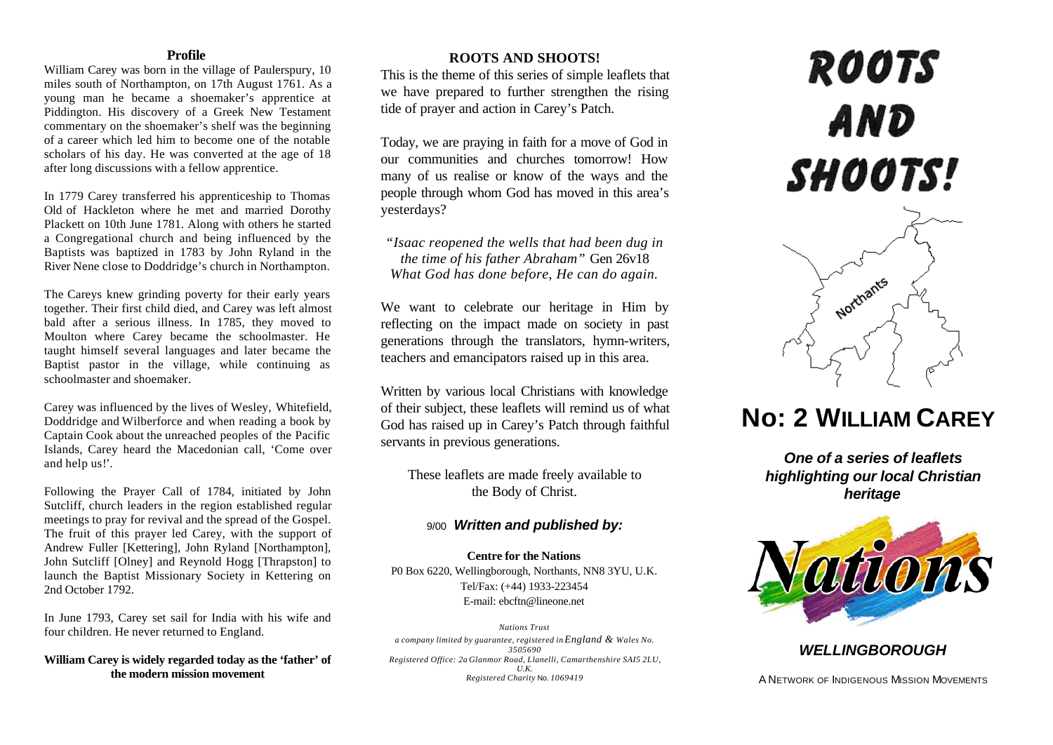## Profile

William Carey was born in the village of Paulerspury, 10 miles south of Northampton, on 17th August 1761. As a young man he became a shoemaker's apprentice at Piddington. His discovery of a Greek New Testament commentary on the shoemaker's shelf was the beginning of a career which led him to become one of the notable scholars of his day. He was converted at the age of 18 after long discussions with a fellow apprentice.

In 1779 Carey transferred his apprenticeship to Thomas Old of Hackleton where he met and married Dorothy Plackett on 10th June 1781. Along with others he started a Congregational church and being influenced by the Baptists was baptized in 1783 by John Ryland in the River Nene close to Doddridge's church in Northampton.

The Careys knew grinding poverty for their early years together. Their first child died, and Carey was left almost bald after a serious illness. In 1785, they moved to Moulton where Carey became the schoolmaster. He taught himself several languages and later became the Baptist pastor in the village, while continuing as schoolmaster and shoemaker.

Carey was influenced by the lives of Wesley, Whitefield, Doddridge and Wilberforce and when reading a book by Captain Cook about the unreached peoples of the Pacific Islands, Carey heard the Macedonian call, 'Come over and help us!'.

Following the Prayer Call of 1784, initiated by John Sutcliff, church leaders in the region established regular meetings to pray for revival and the spread of the Gospel. The fruit of this prayer led Carey, with the support of Andrew Fuller [Kettering], John Ryland [Northampton], John Sutcliff [Olney] and Reynold Hogg [Thrapston] to launch the Baptist Missionary Society in Kettering on 2nd October 1792.

In June 1793, Carey set sail for India with his wife and four children. He never returned to England.

**William Carey is widely regarded today as the 'father' of the modern mission movement**

## ROOTS AND SHOOTS!

This is the theme of this series of simple leaflets that we have prepared to further strengthen the rising tide of prayer and action in Carey's Patch.

Today, we are praying in faith for a move of God in our communities and churches tomorrow! How many of us realise or know of the ways and the people through whom God has moved in this area's yesterdays?

*"Isaac reopened the wells that had been dug in the time of his father Abraham"* Gen 26v18
*What God has done before, He can do again.*

We want to celebrate our heritage in Him by reflecting on the impact made on society in past generations through the translators, hymn-writers, teachers and emancipators raised up in this area.

Written by various local Christians with knowledge of their subject, these leaflets will remind us of what God has raised up in Carey's Patch through faithful servants in previous generations.

These leaflets are made freely available to the Body of Christ.

9/00 ***Written and published by:***

**Centre for the Nations**
P0 Box 6220, Wellingborough, Northants, NN8 3YU, U.K.
Tel/Fax: (+44) 1933-223454
E-mail: ebcftn@lineone.net

*Nations Trust*
*a company limited by guarantee, registered in England & Wales No. 3505690*
*Registered Office: 2a Glanmor Road, Llanelli, Camarthenshire SAI5 2LU, U.K.*
*Registered Charity No. 1069419*

# ROOTS AND SHOOTS!

Northants

# No: 2 WILLIAM CAREY

***One of a series of leaflets highlighting our local Christian heritage***

Nations

***WELLINGBOROUGH***

A NETWORK OF INDIGENOUS MISSION MOVEMENTS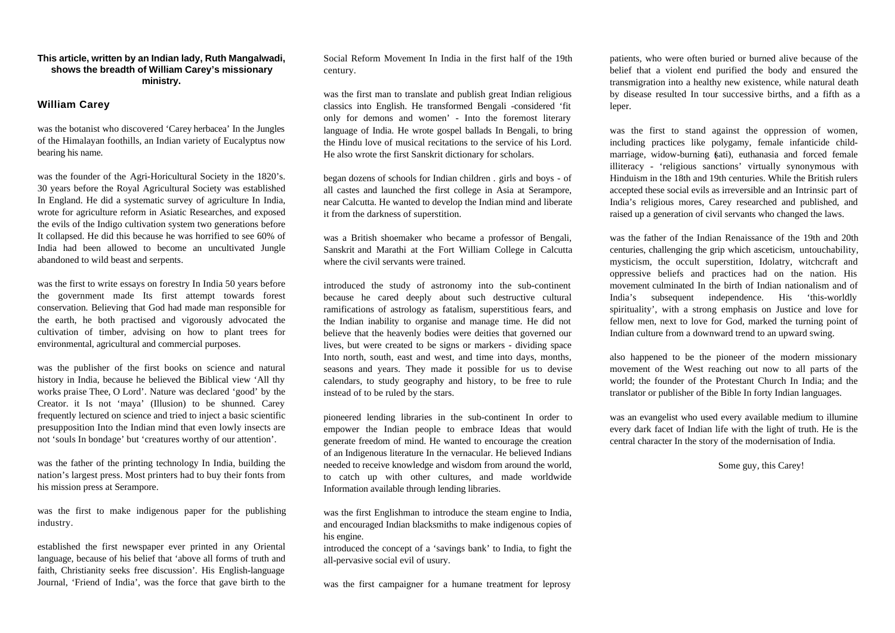**This article, written by an Indian lady, Ruth Mangalwadi, shows the breadth of William Carey's missionary ministry.**

## William Carey

was the botanist who discovered 'Carey herbacea' In the Jungles of the Himalayan foothills, an Indian variety of Eucalyptus now bearing his name.

was the founder of the Agri-Horicultural Society in the 1820's. 30 years before the Royal Agricultural Society was established In England. He did a systematic survey of agriculture In India, wrote for agriculture reform in Asiatic Researches, and exposed the evils of the Indigo cultivation system two generations before It collapsed. He did this because he was horrified to see 60% of India had been allowed to become an uncultivated Jungle abandoned to wild beast and serpents.

was the first to write essays on forestry In India 50 years before the government made Its first attempt towards forest conservation. Believing that God had made man responsible for the earth, he both practised and vigorously advocated the cultivation of timber, advising on how to plant trees for environmental, agricultural and commercial purposes.

was the publisher of the first books on science and natural history in India, because he believed the Biblical view 'All thy works praise Thee, O Lord'. Nature was declared 'good' by the Creator. it Is not 'maya' (Illusion) to be shunned. Carey frequently lectured on science and tried to inject a basic scientific presupposition Into the Indian mind that even lowly insects are not 'souls In bondage' but 'creatures worthy of our attention'.

was the father of the printing technology In India, building the nation's largest press. Most printers had to buy their fonts from his mission press at Serampore.

was the first to make indigenous paper for the publishing industry.

established the first newspaper ever printed in any Oriental language, because of his belief that 'above all forms of truth and faith, Christianity seeks free discussion'. His English-language Journal, 'Friend of India', was the force that gave birth to the Social Reform Movement In India in the first half of the 19th century.

was the first man to translate and publish great Indian religious classics into English. He transformed Bengali -considered 'fit only for demons and women' - Into the foremost literary language of India. He wrote gospel ballads In Bengali, to bring the Hindu love of musical recitations to the service of his Lord. He also wrote the first Sanskrit dictionary for scholars.

began dozens of schools for Indian children . girls and boys - of all castes and launched the first college in Asia at Serampore, near Calcutta. He wanted to develop the Indian mind and liberate it from the darkness of superstition.

was a British shoemaker who became a professor of Bengali, Sanskrit and Marathi at the Fort William College in Calcutta where the civil servants were trained.

introduced the study of astronomy into the sub-continent because he cared deeply about such destructive cultural ramifications of astrology as fatalism, superstitious fears, and the Indian inability to organise and manage time. He did not believe that the heavenly bodies were deities that governed our lives, but were created to be signs or markers - dividing space Into north, south, east and west, and time into days, months, seasons and years. They made it possible for us to devise calendars, to study geography and history, to be free to rule instead of to be ruled by the stars.

pioneered lending libraries in the sub-continent In order to empower the Indian people to embrace Ideas that would generate freedom of mind. He wanted to encourage the creation of an Indigenous literature In the vernacular. He believed Indians needed to receive knowledge and wisdom from around the world, to catch up with other cultures, and made worldwide Information available through lending libraries.

was the first Englishman to introduce the steam engine to India, and encouraged Indian blacksmiths to make indigenous copies of his engine.

introduced the concept of a 'savings bank' to India, to fight the all-pervasive social evil of usury.

was the first campaigner for a humane treatment for leprosy patients, who were often buried or burned alive because of the belief that a violent end purified the body and ensured the transmigration into a healthy new existence, while natural death by disease resulted In tour successive births, and a fifth as a leper.

was the first to stand against the oppression of women, including practices like polygamy, female infanticide child-marriage, widow-burning (sati), euthanasia and forced female illiteracy - 'religious sanctions' virtually synonymous with Hinduism in the 18th and 19th centuries. While the British rulers accepted these social evils as irreversible and an Intrinsic part of India's religious mores, Carey researched and published, and raised up a generation of civil servants who changed the laws.

was the father of the Indian Renaissance of the 19th and 20th centuries, challenging the grip which asceticism, untouchability, mysticism, the occult superstition, Idolatry, witchcraft and oppressive beliefs and practices had on the nation. His movement culminated In the birth of Indian nationalism and of India's subsequent independence. His 'this-worldly spirituality', with a strong emphasis on Justice and love for fellow men, next to love for God, marked the turning point of Indian culture from a downward trend to an upward swing.

also happened to be the pioneer of the modern missionary movement of the West reaching out now to all parts of the world; the founder of the Protestant Church In India; and the translator or publisher of the Bible In forty Indian languages.

was an evangelist who used every available medium to illumine every dark facet of Indian life with the light of truth. He is the central character In the story of the modernisation of India.

Some guy, this Carey!